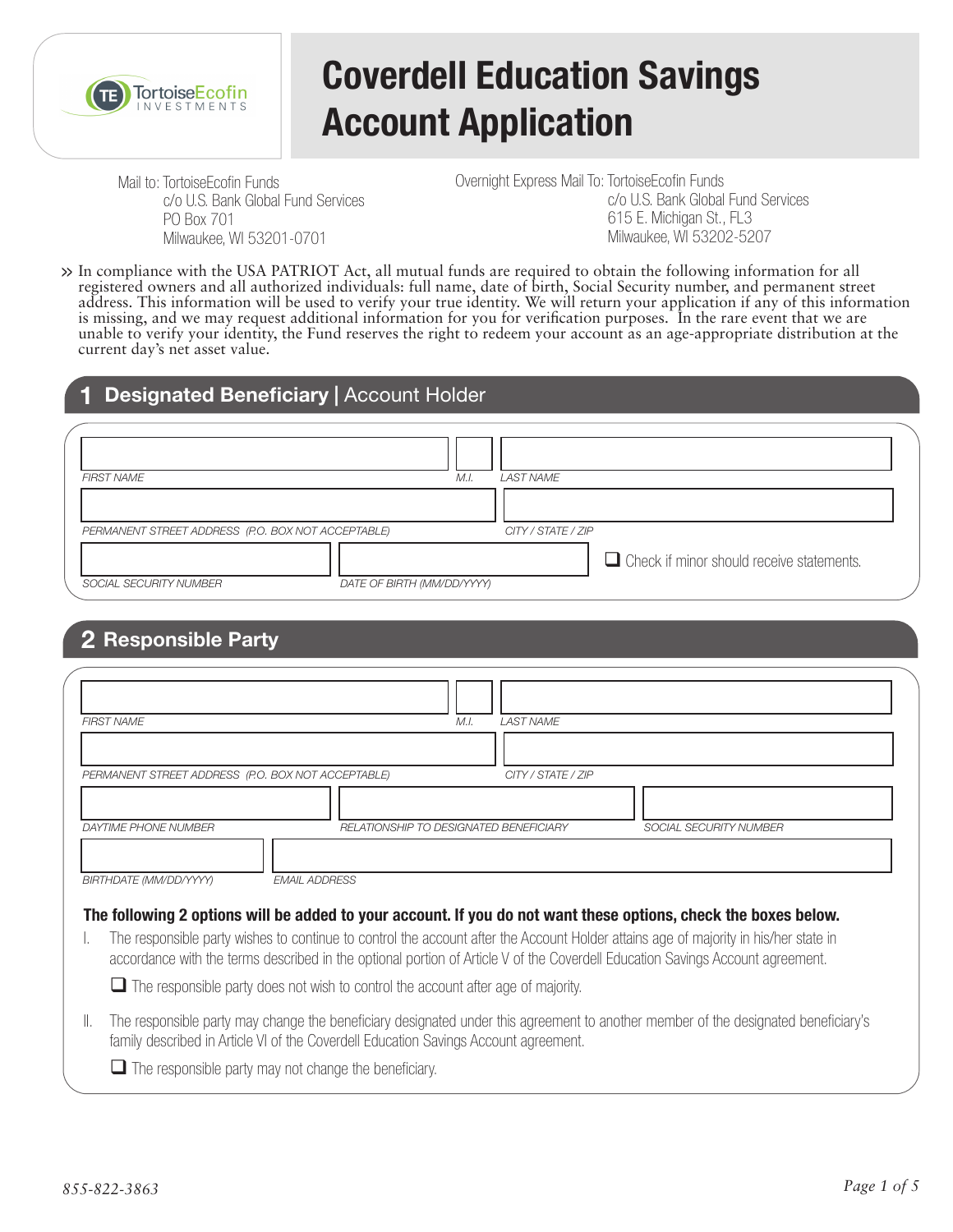TortoiseEcofin INVESTMENTS

# Coverdell Education Savings Account Application

Mail to: TortoiseEcofin Funds
c/o U.S. Bank Global Fund Services
PO Box 701
Milwaukee, WI 53201-0701

Overnight Express Mail To: TortoiseEcofin Funds
c/o U.S. Bank Global Fund Services
615 E. Michigan St., FL3
Milwaukee, WI 53202-5207

» In compliance with the USA PATRIOT Act, all mutual funds are required to obtain the following information for all registered owners and all authorized individuals: full name, date of birth, Social Security number, and permanent street address. This information will be used to verify your true identity. We will return your application if any of this information is missing, and we may request additional information for you for verification purposes. In the rare event that we are unable to verify your identity, the Fund reserves the right to redeem your account as an age-appropriate distribution at the current day's net asset value.

## 1 Designated Beneficiary | Account Holder

FIRST NAME _______________ M.I. ____ LAST NAME _______________

PERMANENT STREET ADDRESS (P.O. BOX NOT ACCEPTABLE) _______________ CITY / STATE / ZIP _______________

SOCIAL SECURITY NUMBER _______________ DATE OF BIRTH (MM/DD/YYYY) _______________

☐ Check if minor should receive statements.

## 2 Responsible Party

FIRST NAME _______________ M.I. ____ LAST NAME _______________

PERMANENT STREET ADDRESS (P.O. BOX NOT ACCEPTABLE) _______________ CITY / STATE / ZIP _______________

DAYTIME PHONE NUMBER _______________ RELATIONSHIP TO DESIGNATED BENEFICIARY _______________ SOCIAL SECURITY NUMBER _______________

BIRTHDATE (MM/DD/YYYY) _______________ EMAIL ADDRESS _______________

**The following 2 options will be added to your account. If you do not want these options, check the boxes below.**

I. The responsible party wishes to continue to control the account after the Account Holder attains age of majority in his/her state in accordance with the terms described in the optional portion of Article V of the Coverdell Education Savings Account agreement.

☐ The responsible party does not wish to control the account after age of majority.

II. The responsible party may change the beneficiary designated under this agreement to another member of the designated beneficiary's family described in Article VI of the Coverdell Education Savings Account agreement.

☐ The responsible party may not change the beneficiary.

855-822-3863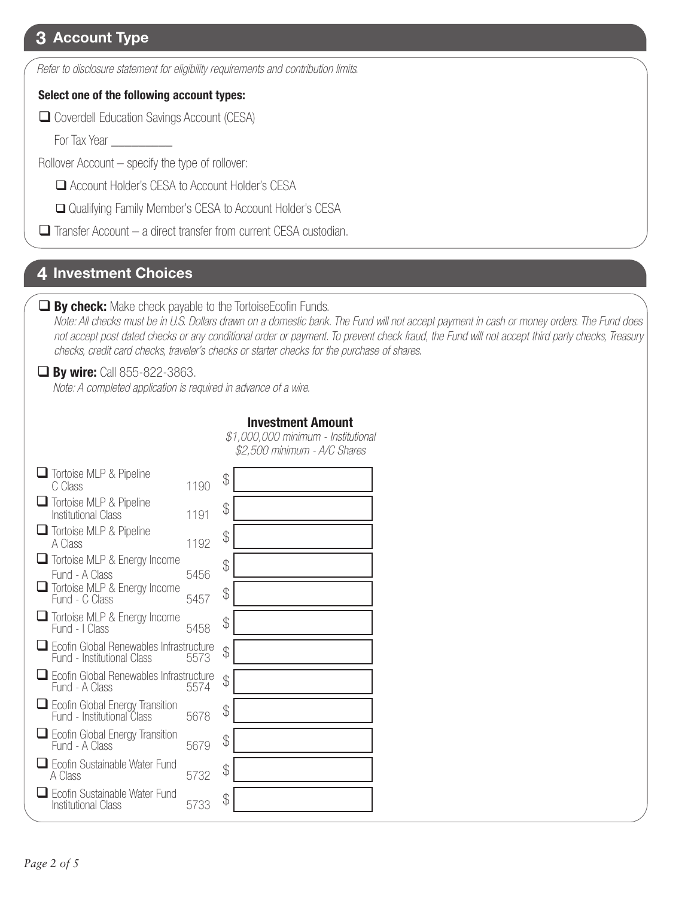## 3 Account Type

*Refer to disclosure statement for eligibility requirements and contribution limits.*

**Select one of the following account types:**

- ☐ Coverdell Education Savings Account (CESA)

  For Tax Year __________

Rollover Account – specify the type of rollover:

- ☐ Account Holder's CESA to Account Holder's CESA
- ☐ Qualifying Family Member's CESA to Account Holder's CESA

- ☐ Transfer Account – a direct transfer from current CESA custodian.

## 4 Investment Choices

☐ **By check:** Make check payable to the TortoiseEcofin Funds.

*Note: All checks must be in U.S. Dollars drawn on a domestic bank. The Fund will not accept payment in cash or money orders. The Fund does not accept post dated checks or any conditional order or payment. To prevent check fraud, the Fund will not accept third party checks, Treasury checks, credit card checks, traveler's checks or starter checks for the purchase of shares.*

☐ **By wire:** Call 855-822-3863.

*Note: A completed application is required in advance of a wire.*

| Fund | Code | **Investment Amount** *$1,000,000 minimum - Institutional* *$2,500 minimum - A/C Shares* |
|---|---|---|
| ☐ Tortoise MLP & Pipeline C Class | 1190 | $ |
| ☐ Tortoise MLP & Pipeline Institutional Class | 1191 | $ |
| ☐ Tortoise MLP & Pipeline A Class | 1192 | $ |
| ☐ Tortoise MLP & Energy Income Fund - A Class | 5456 | $ |
| ☐ Tortoise MLP & Energy Income Fund - C Class | 5457 | $ |
| ☐ Tortoise MLP & Energy Income Fund - I Class | 5458 | $ |
| ☐ Ecofin Global Renewables Infrastructure Fund - Institutional Class | 5573 | $ |
| ☐ Ecofin Global Renewables Infrastructure Fund - A Class | 5574 | $ |
| ☐ Ecofin Global Energy Transition Fund - Institutional Class | 5678 | $ |
| ☐ Ecofin Global Energy Transition Fund - A Class | 5679 | $ |
| ☐ Ecofin Sustainable Water Fund A Class | 5732 | $ |
| ☐ Ecofin Sustainable Water Fund Institutional Class | 5733 | $ |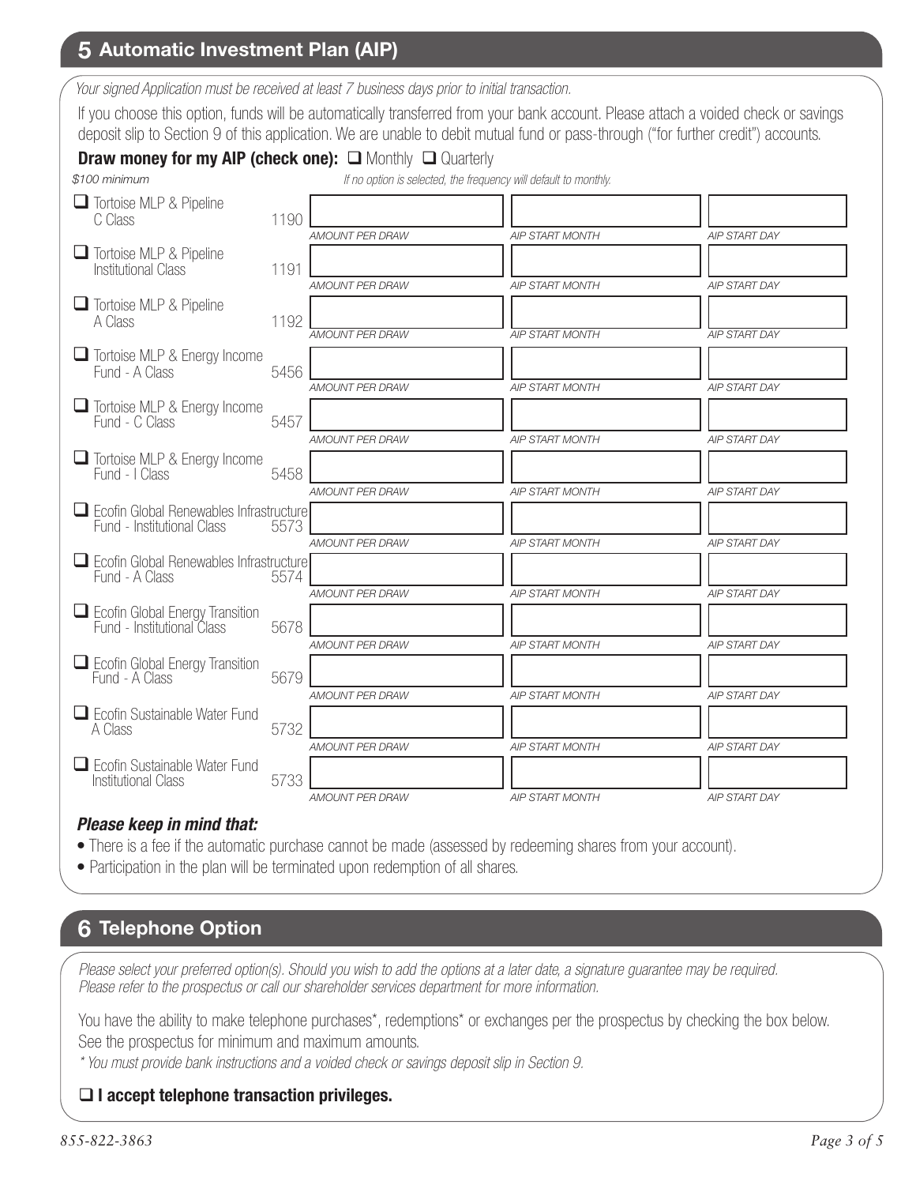## 5 Automatic Investment Plan (AIP)

*Your signed Application must be received at least 7 business days prior to initial transaction.*

If you choose this option, funds will be automatically transferred from your bank account. Please attach a voided check or savings deposit slip to Section 9 of this application. We are unable to debit mutual fund or pass-through ("for further credit") accounts.

**Draw money for my AIP (check one):** ☐ Monthly ☐ Quarterly

*$100 minimum* *If no option is selected, the frequency will default to monthly.*

| Fund | Code | AMOUNT PER DRAW | AIP START MONTH | AIP START DAY |
|---|---|---|---|---|
| ☐ Tortoise MLP & Pipeline C Class | 1190 | | | |
| ☐ Tortoise MLP & Pipeline Institutional Class | 1191 | | | |
| ☐ Tortoise MLP & Pipeline A Class | 1192 | | | |
| ☐ Tortoise MLP & Energy Income Fund - A Class | 5456 | | | |
| ☐ Tortoise MLP & Energy Income Fund - C Class | 5457 | | | |
| ☐ Tortoise MLP & Energy Income Fund - I Class | 5458 | | | |
| ☐ Ecofin Global Renewables Infrastructure Fund - Institutional Class | 5573 | | | |
| ☐ Ecofin Global Renewables Infrastructure Fund - A Class | 5574 | | | |
| ☐ Ecofin Global Energy Transition Fund - Institutional Class | 5678 | | | |
| ☐ Ecofin Global Energy Transition Fund - A Class | 5679 | | | |
| ☐ Ecofin Sustainable Water Fund A Class | 5732 | | | |
| ☐ Ecofin Sustainable Water Fund Institutional Class | 5733 | | | |

***Please keep in mind that:***

- There is a fee if the automatic purchase cannot be made (assessed by redeeming shares from your account).
- Participation in the plan will be terminated upon redemption of all shares.

## 6 Telephone Option

*Please select your preferred option(s). Should you wish to add the options at a later date, a signature guarantee may be required. Please refer to the prospectus or call our shareholder services department for more information.*

You have the ability to make telephone purchases*, redemptions* or exchanges per the prospectus by checking the box below. See the prospectus for minimum and maximum amounts.

*\* You must provide bank instructions and a voided check or savings deposit slip in Section 9.*

☐ **I accept telephone transaction privileges.**

*855-822-3863*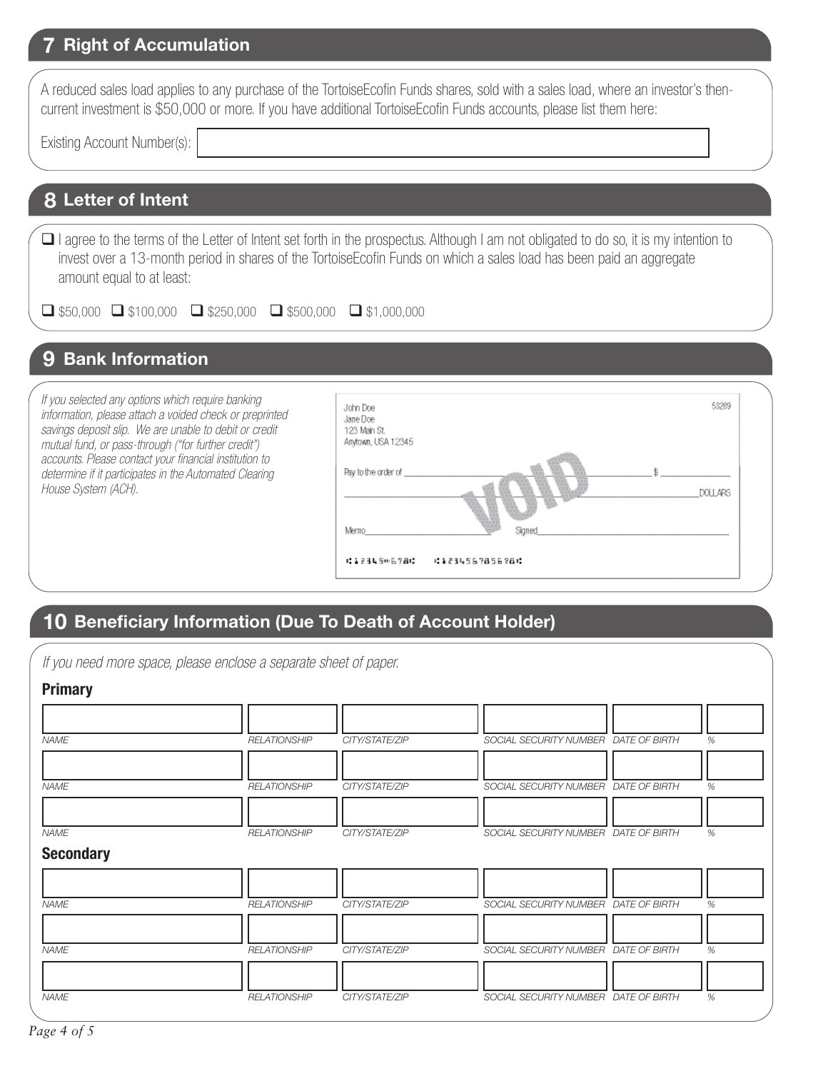## 7 Right of Accumulation

A reduced sales load applies to any purchase of the TortoiseEcofin Funds shares, sold with a sales load, where an investor's then-current investment is $50,000 or more. If you have additional TortoiseEcofin Funds accounts, please list them here:

Existing Account Number(s): ____________________

## 8 Letter of Intent

☐ I agree to the terms of the Letter of Intent set forth in the prospectus. Although I am not obligated to do so, it is my intention to invest over a 13-month period in shares of the TortoiseEcofin Funds on which a sales load has been paid an aggregate amount equal to at least:

☐ $50,000 ☐ $100,000 ☐ $250,000 ☐ $500,000 ☐ $1,000,000

## 9 Bank Information

*If you selected any options which require banking information, please attach a voided check or preprinted savings deposit slip. We are unable to debit or credit mutual fund, or pass-through ("for further credit") accounts. Please contact your financial institution to determine if it participates in the Automated Clearing House System (ACH).*

John Doe
Jane Doe
123 Main St.
Anytown, USA 12345

53289

Pay to the order of ____________________ $ ________

____________________ DOLLARS

VOID

Memo ____________ Signed ____________

## 10 Beneficiary Information (Due To Death of Account Holder)

*If you need more space, please enclose a separate sheet of paper.*

### Primary

| NAME | RELATIONSHIP | CITY/STATE/ZIP | SOCIAL SECURITY NUMBER | DATE OF BIRTH | % |
|---|---|---|---|---|---|
| | | | | | |
| | | | | | |
| | | | | | |

### Secondary

| NAME | RELATIONSHIP | CITY/STATE/ZIP | SOCIAL SECURITY NUMBER | DATE OF BIRTH | % |
|---|---|---|---|---|---|
| | | | | | |
| | | | | | |
| | | | | | |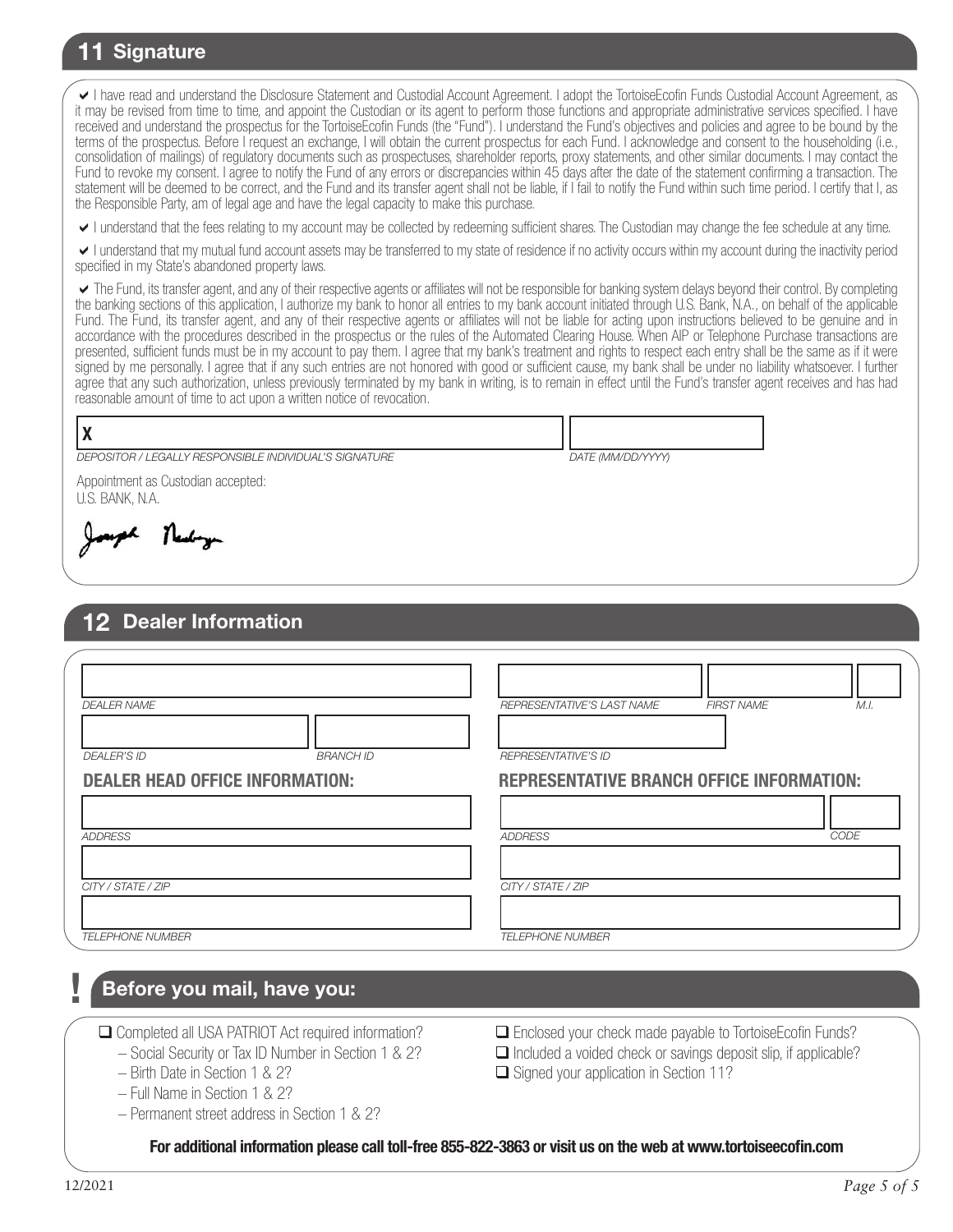## 11 Signature

✔ I have read and understand the Disclosure Statement and Custodial Account Agreement. I adopt the TortoiseEcofin Funds Custodial Account Agreement, as it may be revised from time to time, and appoint the Custodian or its agent to perform those functions and appropriate administrative services specified. I have received and understand the prospectus for the TortoiseEcofin Funds (the "Fund"). I understand the Fund's objectives and policies and agree to be bound by the terms of the prospectus. Before I request an exchange, I will obtain the current prospectus for each Fund. I acknowledge and consent to the householding (i.e., consolidation of mailings) of regulatory documents such as prospectuses, shareholder reports, proxy statements, and other similar documents. I may contact the Fund to revoke my consent. I agree to notify the Fund of any errors or discrepancies within 45 days after the date of the statement confirming a transaction. The statement will be deemed to be correct, and the Fund and its transfer agent shall not be liable, if I fail to notify the Fund within such time period. I certify that I, as the Responsible Party, am of legal age and have the legal capacity to make this purchase.

✔ I understand that the fees relating to my account may be collected by redeeming sufficient shares. The Custodian may change the fee schedule at any time.

✔ I understand that my mutual fund account assets may be transferred to my state of residence if no activity occurs within my account during the inactivity period specified in my State's abandoned property laws.

✔ The Fund, its transfer agent, and any of their respective agents or affiliates will not be responsible for banking system delays beyond their control. By completing the banking sections of this application, I authorize my bank to honor all entries to my bank account initiated through U.S. Bank, N.A., on behalf of the applicable Fund. The Fund, its transfer agent, and any of their respective agents or affiliates will not be liable for acting upon instructions believed to be genuine and in accordance with the procedures described in the prospectus or the rules of the Automated Clearing House. When AIP or Telephone Purchase transactions are presented, sufficient funds must be in my account to pay them. I agree that my bank's treatment and rights to respect each entry shall be the same as if it were signed by me personally. I agree that if any such entries are not honored with good or sufficient cause, my bank shall be under no liability whatsoever. I further agree that any such authorization, unless previously terminated by my bank in writing, is to remain in effect until the Fund's transfer agent receives and has had reasonable amount of time to act upon a written notice of revocation.

X ______________________________ ______________

*DEPOSITOR / LEGALLY RESPONSIBLE INDIVIDUAL'S SIGNATURE* *DATE (MM/DD/YYYY)*

Appointment as Custodian accepted:
U.S. BANK, N.A.

## 12 Dealer Information

*DEALER NAME*

*DEALER'S ID* *BRANCH ID*

*REPRESENTATIVE'S LAST NAME* *FIRST NAME* *M.I.*

*REPRESENTATIVE'S ID*

**DEALER HEAD OFFICE INFORMATION:**

*ADDRESS*

*CITY / STATE / ZIP*

*TELEPHONE NUMBER*

**REPRESENTATIVE BRANCH OFFICE INFORMATION:**

*ADDRESS* *CODE*

*CITY / STATE / ZIP*

*TELEPHONE NUMBER*

## ! Before you mail, have you:

- ☐ Completed all USA PATRIOT Act required information?
  - Social Security or Tax ID Number in Section 1 & 2?
  - Birth Date in Section 1 & 2?
  - Full Name in Section 1 & 2?
  - Permanent street address in Section 1 & 2?
- ☐ Enclosed your check made payable to TortoiseEcofin Funds?
- ☐ Included a voided check or savings deposit slip, if applicable?
- ☐ Signed your application in Section 11?

**For additional information please call toll-free 855-822-3863 or visit us on the web at www.tortoiseecofin.com**

12/2021